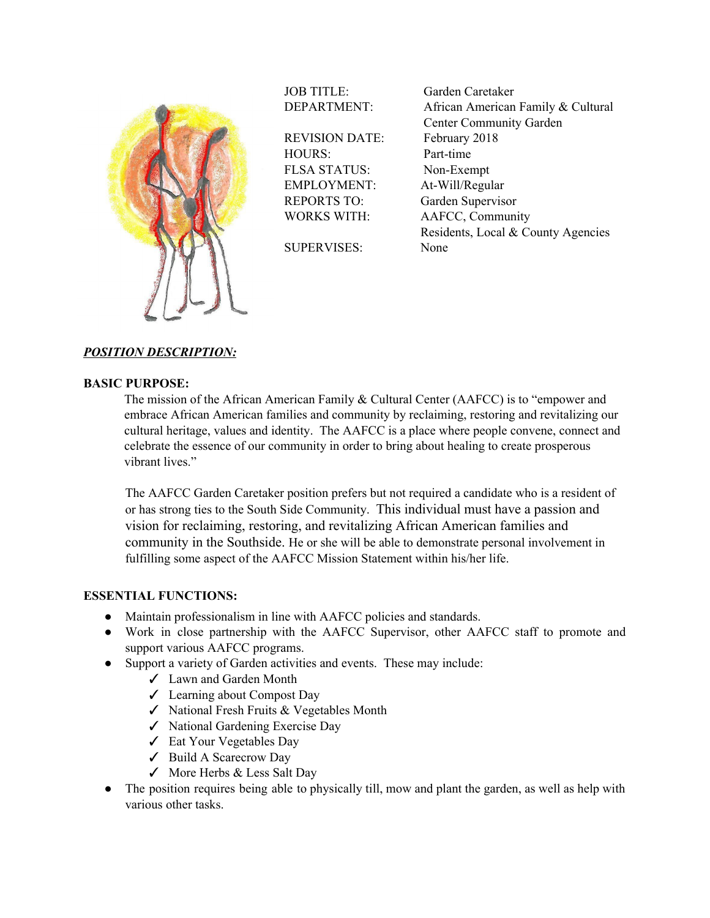| | |
|---|---|
| JOB TITLE: | Garden Caretaker |
| DEPARTMENT: | African American Family & Cultural Center Community Garden |
| REVISION DATE: | February 2018 |
| HOURS: | Part-time |
| FLSA STATUS: | Non-Exempt |
| EMPLOYMENT: | At-Will/Regular |
| REPORTS TO: | Garden Supervisor |
| WORKS WITH: | AAFCC, Community Residents, Local & County Agencies |
| SUPERVISES: | None |

***POSITION DESCRIPTION:***

**BASIC PURPOSE:**

The mission of the African American Family & Cultural Center (AAFCC) is to "empower and embrace African American families and community by reclaiming, restoring and revitalizing our cultural heritage, values and identity. The AAFCC is a place where people convene, connect and celebrate the essence of our community in order to bring about healing to create prosperous vibrant lives."

The AAFCC Garden Caretaker position prefers but not required a candidate who is a resident of or has strong ties to the South Side Community. This individual must have a passion and vision for reclaiming, restoring, and revitalizing African American families and community in the Southside. He or she will be able to demonstrate personal involvement in fulfilling some aspect of the AAFCC Mission Statement within his/her life.

**ESSENTIAL FUNCTIONS:**

- Maintain professionalism in line with AAFCC policies and standards.
- Work in close partnership with the AAFCC Supervisor, other AAFCC staff to promote and support various AAFCC programs.
- Support a variety of Garden activities and events. These may include:
  - ✓ Lawn and Garden Month
  - ✓ Learning about Compost Day
  - ✓ National Fresh Fruits & Vegetables Month
  - ✓ National Gardening Exercise Day
  - ✓ Eat Your Vegetables Day
  - ✓ Build A Scarecrow Day
  - ✓ More Herbs & Less Salt Day
- The position requires being able to physically till, mow and plant the garden, as well as help with various other tasks.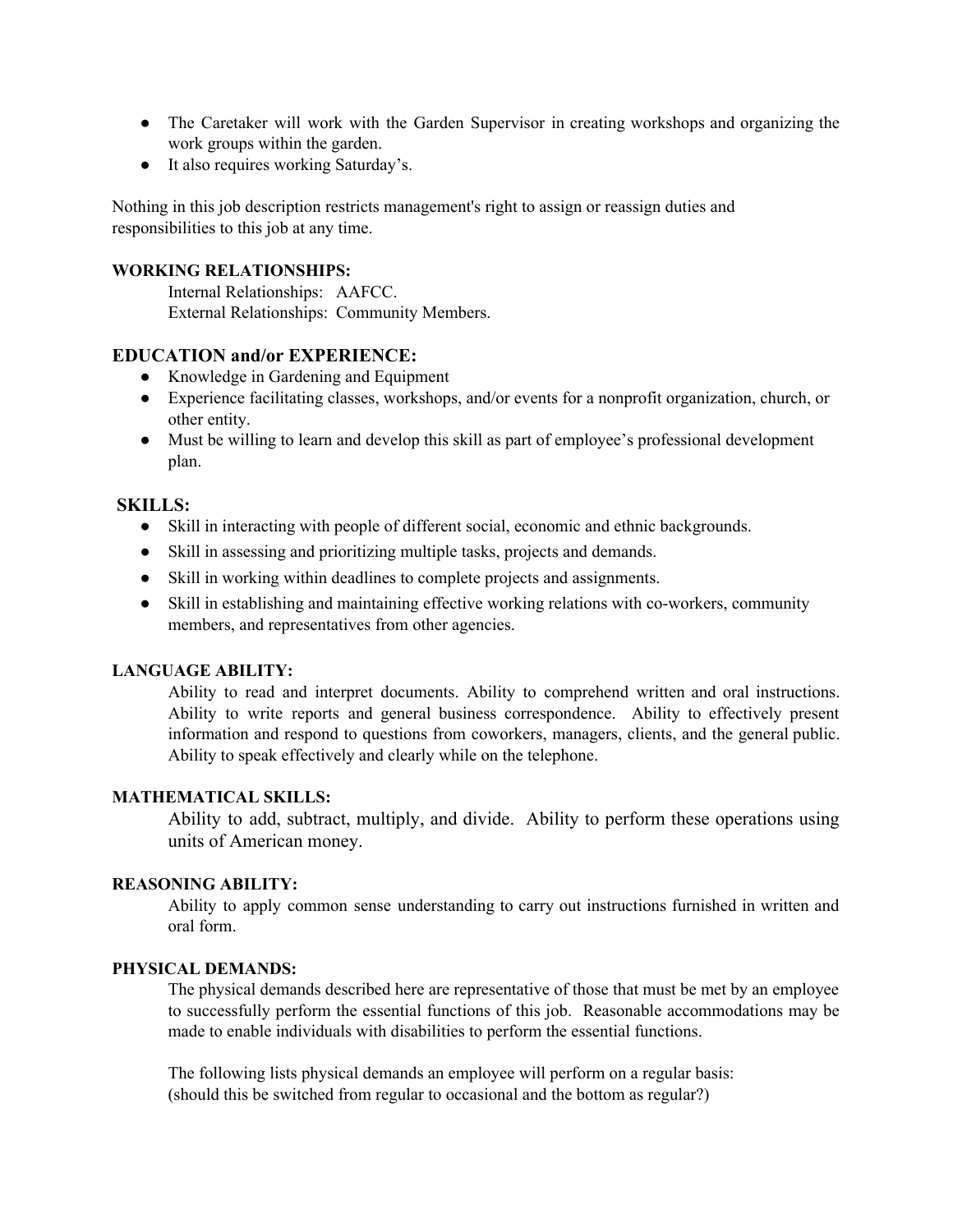- The Caretaker will work with the Garden Supervisor in creating workshops and organizing the work groups within the garden.
- It also requires working Saturday's.

Nothing in this job description restricts management's right to assign or reassign duties and responsibilities to this job at any time.

**WORKING RELATIONSHIPS:**

Internal Relationships: AAFCC.
External Relationships: Community Members.

### EDUCATION and/or EXPERIENCE:

- Knowledge in Gardening and Equipment
- Experience facilitating classes, workshops, and/or events for a nonprofit organization, church, or other entity.
- Must be willing to learn and develop this skill as part of employee's professional development plan.

### SKILLS:

- Skill in interacting with people of different social, economic and ethnic backgrounds.
- Skill in assessing and prioritizing multiple tasks, projects and demands.
- Skill in working within deadlines to complete projects and assignments.
- Skill in establishing and maintaining effective working relations with co-workers, community members, and representatives from other agencies.

**LANGUAGE ABILITY:**

Ability to read and interpret documents. Ability to comprehend written and oral instructions. Ability to write reports and general business correspondence. Ability to effectively present information and respond to questions from coworkers, managers, clients, and the general public. Ability to speak effectively and clearly while on the telephone.

**MATHEMATICAL SKILLS:**

Ability to add, subtract, multiply, and divide. Ability to perform these operations using units of American money.

**REASONING ABILITY:**

Ability to apply common sense understanding to carry out instructions furnished in written and oral form.

**PHYSICAL DEMANDS:**

The physical demands described here are representative of those that must be met by an employee to successfully perform the essential functions of this job. Reasonable accommodations may be made to enable individuals with disabilities to perform the essential functions.

The following lists physical demands an employee will perform on a regular basis:
(should this be switched from regular to occasional and the bottom as regular?)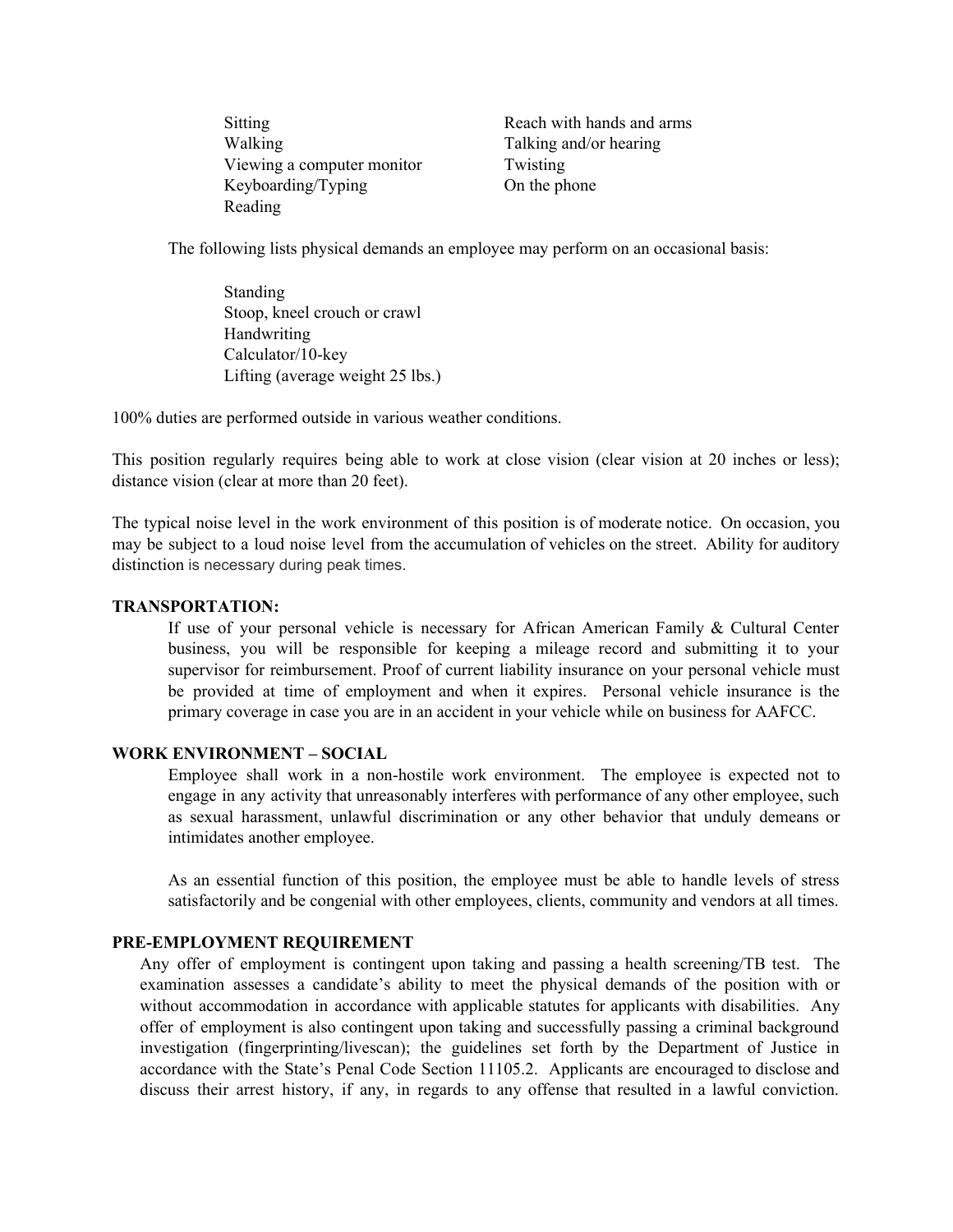- Sitting
- Walking
- Viewing a computer monitor
- Keyboarding/Typing
- Reading
- Reach with hands and arms
- Talking and/or hearing
- Twisting
- On the phone

The following lists physical demands an employee may perform on an occasional basis:

- Standing
- Stoop, kneel crouch or crawl
- Handwriting
- Calculator/10-key
- Lifting (average weight 25 lbs.)

100% duties are performed outside in various weather conditions.

This position regularly requires being able to work at close vision (clear vision at 20 inches or less); distance vision (clear at more than 20 feet).

The typical noise level in the work environment of this position is of moderate notice. On occasion, you may be subject to a loud noise level from the accumulation of vehicles on the street. Ability for auditory distinction is necessary during peak times.

**TRANSPORTATION:**

If use of your personal vehicle is necessary for African American Family & Cultural Center business, you will be responsible for keeping a mileage record and submitting it to your supervisor for reimbursement. Proof of current liability insurance on your personal vehicle must be provided at time of employment and when it expires. Personal vehicle insurance is the primary coverage in case you are in an accident in your vehicle while on business for AAFCC.

**WORK ENVIRONMENT – SOCIAL**

Employee shall work in a non-hostile work environment. The employee is expected not to engage in any activity that unreasonably interferes with performance of any other employee, such as sexual harassment, unlawful discrimination or any other behavior that unduly demeans or intimidates another employee.

As an essential function of this position, the employee must be able to handle levels of stress satisfactorily and be congenial with other employees, clients, community and vendors at all times.

**PRE-EMPLOYMENT REQUIREMENT**

Any offer of employment is contingent upon taking and passing a health screening/TB test. The examination assesses a candidate's ability to meet the physical demands of the position with or without accommodation in accordance with applicable statutes for applicants with disabilities. Any offer of employment is also contingent upon taking and successfully passing a criminal background investigation (fingerprinting/livescan); the guidelines set forth by the Department of Justice in accordance with the State's Penal Code Section 11105.2. Applicants are encouraged to disclose and discuss their arrest history, if any, in regards to any offense that resulted in a lawful conviction.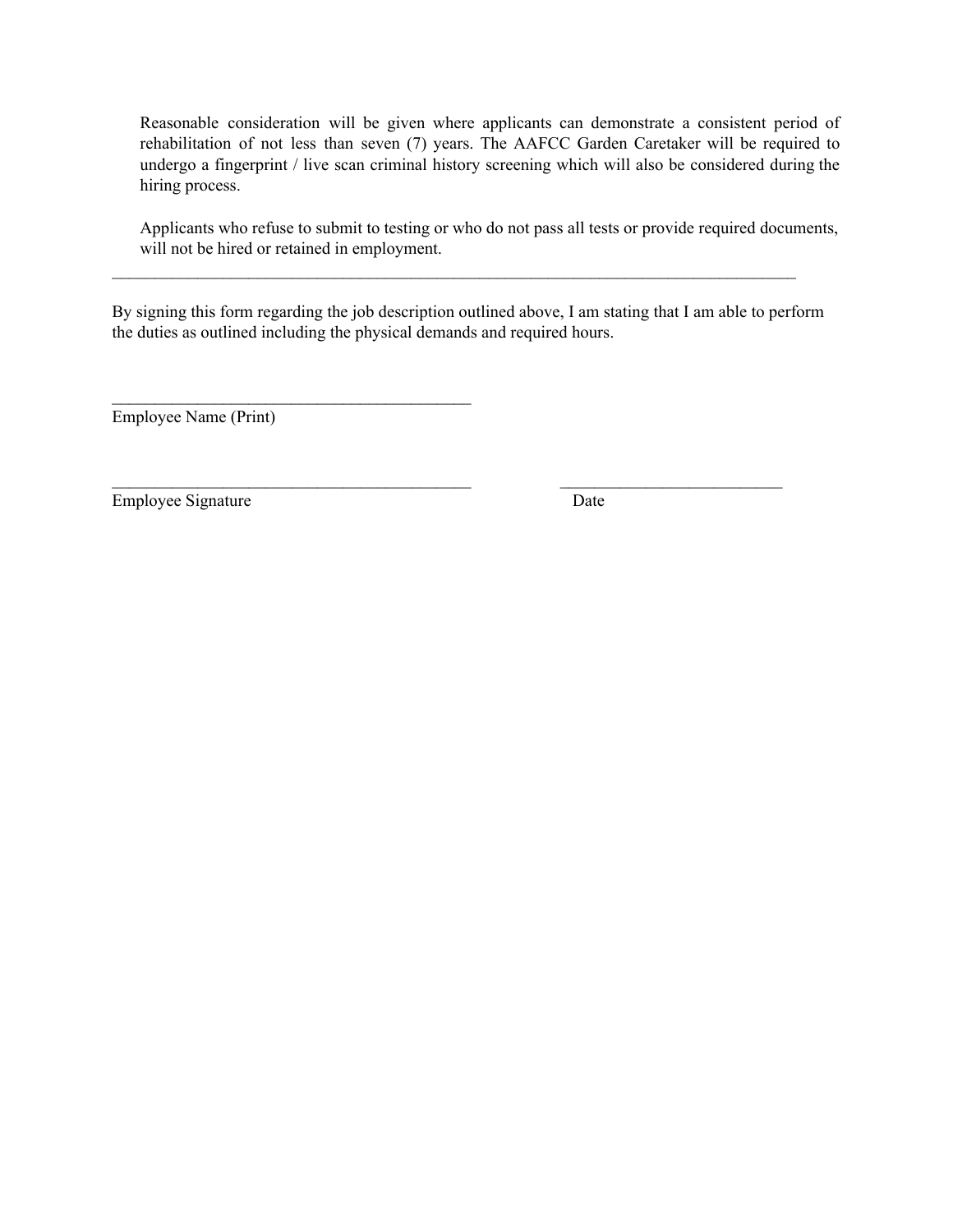Reasonable consideration will be given where applicants can demonstrate a consistent period of rehabilitation of not less than seven (7) years. The AAFCC Garden Caretaker will be required to undergo a fingerprint / live scan criminal history screening which will also be considered during the hiring process.

Applicants who refuse to submit to testing or who do not pass all tests or provide required documents, will not be hired or retained in employment.

---

By signing this form regarding the job description outlined above, I am stating that I am able to perform the duties as outlined including the physical demands and required hours.

\_\_\_\_\_\_\_\_\_\_\_\_\_\_\_\_\_\_\_\_\_\_\_\_\_\_\_\_\_\_\_\_\_\_\_\_\_\_\_\_\_\_

Employee Name (Print)

\_\_\_\_\_\_\_\_\_\_\_\_\_\_\_\_\_\_\_\_\_\_\_\_\_\_\_\_\_\_\_\_\_\_\_\_\_\_\_\_\_\_ \_\_\_\_\_\_\_\_\_\_\_\_\_\_\_\_\_\_\_\_\_\_\_\_\_\_

Employee Signature Date